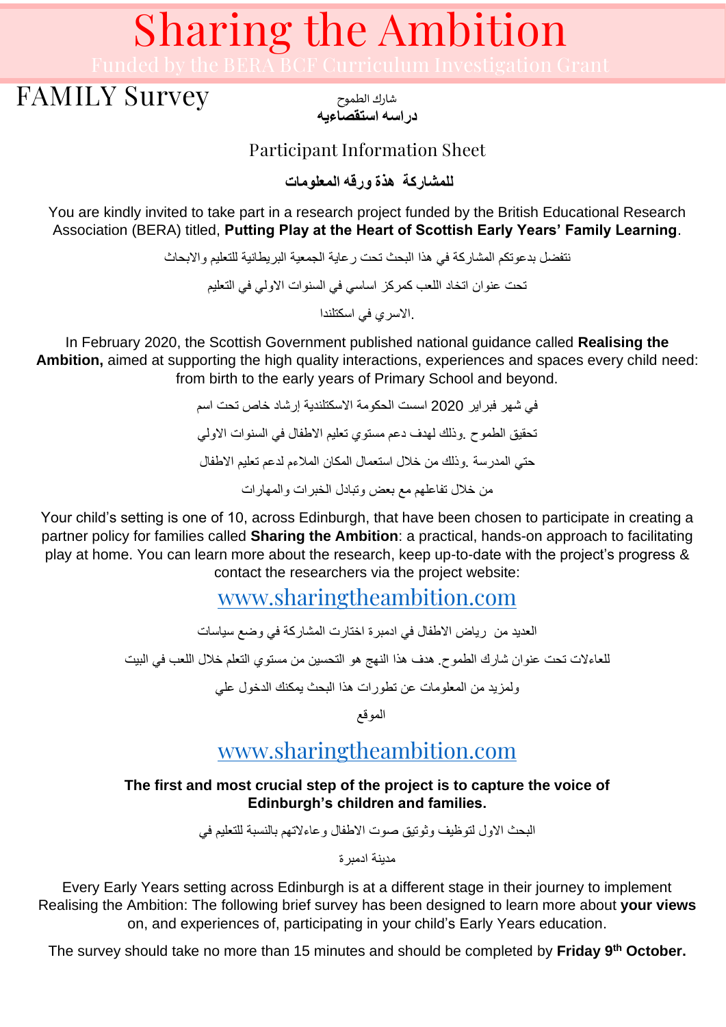# Sharing the Ambition

Funded by the BERA BCF Curriculum Investigation Grant

## FAMILY Survey

شارك الطموح

**دراسه استقصاءيه**

### Participant Information Sheet

**للمشاركة هذة ورقه المعلومات**

You are kindly invited to take part in a research project funded by the British Educational Research Association (BERA) titled, **Putting Play at the Heart of Scottish Early Years' Family Learning**.

نتفضل بدعوتكم المشاركة في هذا البحث تحت رعاية الجمعية البريطانية للتعليم والابحاث

تحت عنوان اتخاذ اللعب كمركز اساسي في السنوات الاولي في التعليم

الاسري في اسكتلندا.

In February 2020, the Scottish Government published national guidance called **Realising the Ambition,** aimed at supporting the high quality interactions, experiences and spaces every child need: from birth to the early years of Primary School and beyond.

في شهر فبراير 2020 اسست الحكومة الاسكتلندية إرشاد خاص تحت اسم

تحقيق الطموح .وذلك لهدف دعم مستوي تعليم الاطفال في السنوات الاولي

حتي المدرسة .وذلك من خلال استعمال المكان الملاءم لدعم تعليم الاطفال

من خلال تفاعلهم مع بعض وتبادل الخبرات والمهارات

Your child's setting is one of 10, across Edinburgh, that have been chosen to participate in creating a partner policy for families called **Sharing the Ambition**: a practical, hands-on approach to facilitating play at home. You can learn more about the research, keep up-to-date with the project's progress & contact the researchers via the project website:

www.sharingtheambition.com

العديد من رياض الاطفال في ادمبرة اختارت المشاركة في وضع سياسات

للعاءلات تحت عنوان شارك الطموح. هدف هذا النهج هو التحسين من مستوي التعلم خلال اللعب في البيت

ولمزيد من المعلومات عن تطورات هذا البحث يمكنك الدخول علي

الموقع

www.sharingtheambition.com

**The first and most crucial step of the project is to capture the voice of Edinburgh's children and families.**

البحث الاول لتوظيف وتوثيق صوت الاطفال وعاءلاتهم بالنسبة للتعليم في

مدينة ادمبرة

Every Early Years setting across Edinburgh is at a different stage in their journey to implement Realising the Ambition: The following brief survey has been designed to learn more about **your views** on, and experiences of, participating in your child's Early Years education.

The survey should take no more than 15 minutes and should be completed by **Friday 9th October.**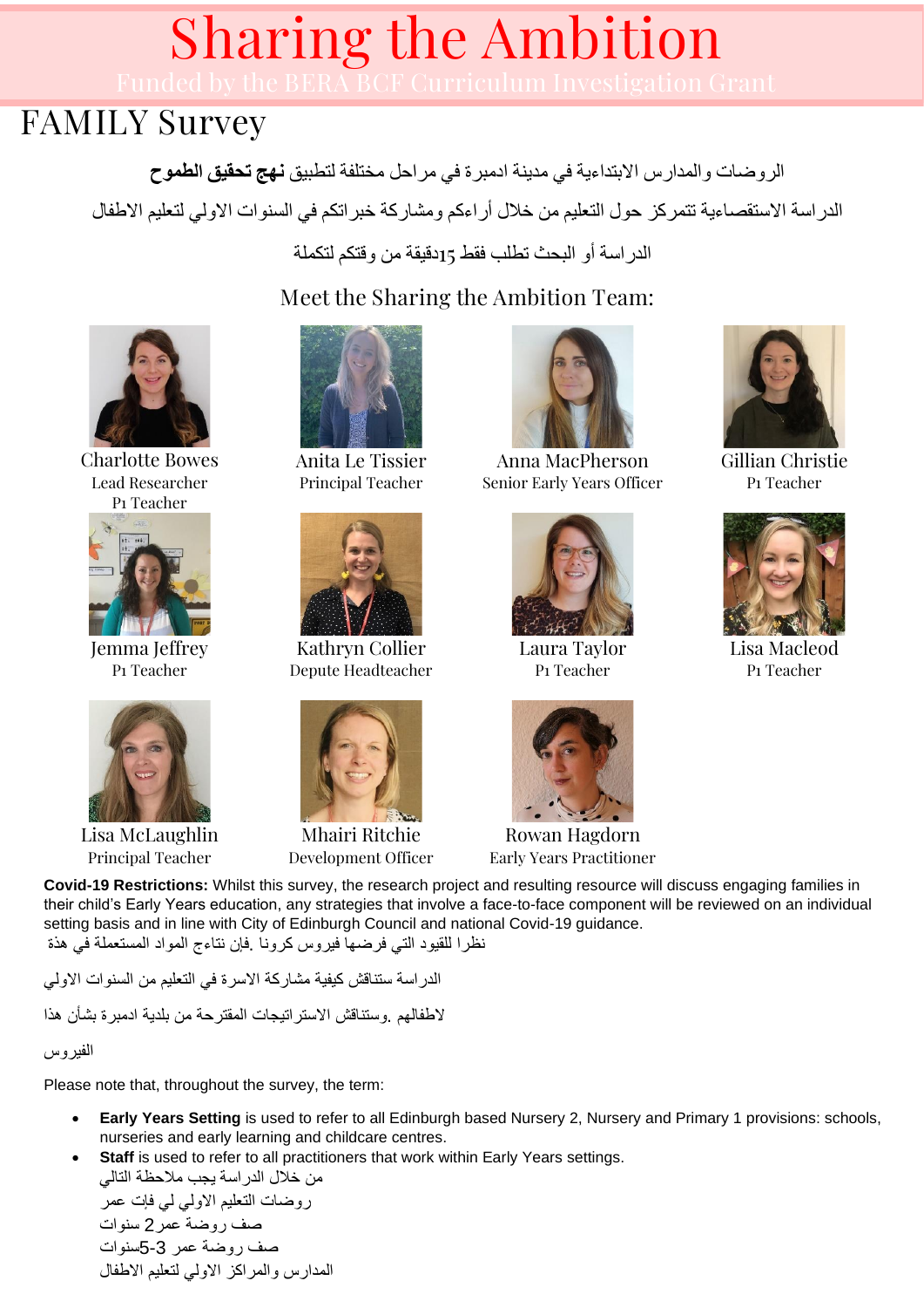# Sharing the Ambition

Funded by the BERA BCF Curriculum Investigation Grant

## FAMILY Survey

الروضات والمدارس الابتدائية في مدينة ادمبرة في مراحل مختلفة لتطبيق **نهج تحقيق الطموح**

الدراسة الاستقصاءية تتمركز حول التعليم من خلال أراءكم ومشاركة خبراتكم في السنوات الاولي لتعليم الاطفال

الدراسة أو البحث تطلب فقط 15دقيقة من وقتكم لتكملة

### Meet the Sharing the Ambition Team:

Charlotte Bowes
Lead Researcher
P1 Teacher

Anita Le Tissier
Principal Teacher

Anna MacPherson
Senior Early Years Officer

Gillian Christie
P1 Teacher

Jemma Jeffrey
P1 Teacher

Kathryn Collier
Depute Headteacher

Laura Taylor
P1 Teacher

Lisa Macleod
P1 Teacher

Lisa McLaughlin
Principal Teacher

Mhairi Ritchie
Development Officer

Rowan Hagdorn
Early Years Practitioner

**Covid-19 Restrictions:** Whilst this survey, the research project and resulting resource will discuss engaging families in their child's Early Years education, any strategies that involve a face-to-face component will be reviewed on an individual setting basis and in line with City of Edinburgh Council and national Covid-19 guidance.

نظرا للقيود التي فرضها فيروس كرونا .فإن نتاءج المواد المستعملة في هذة

الدراسة ستناقش كيفية مشاركة الاسرة في التعليم من السنوات الاولي

لاطفالهم .وستناقش الاستراتيجات المقترحة من بلدية ادمبرة بشأن هذا

الفيروس

Please note that, throughout the survey, the term:

- **Early Years Setting** is used to refer to all Edinburgh based Nursery 2, Nursery and Primary 1 provisions: schools, nurseries and early learning and childcare centres.
- **Staff** is used to refer to all practitioners that work within Early Years settings.
  من خلال الدراسة يجب ملاحظة التالي
  روضات التعليم الاولي لي فإت عمر
  صف روضة عمر 2 سنوات
  صف روضة عمر 3-5سنوات
  المدارس والمراكز الاولي لتعليم الاطفال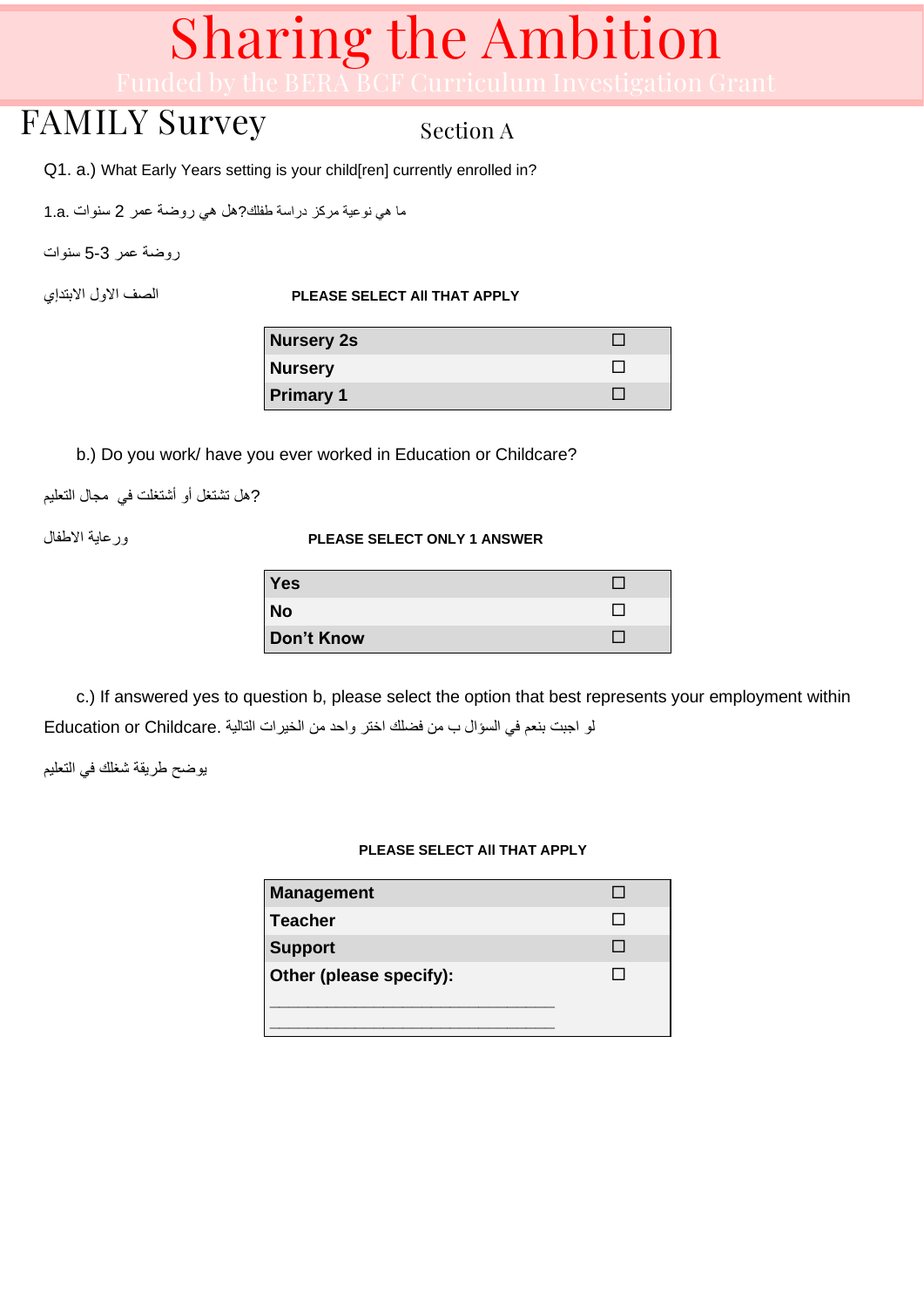# Sharing the Ambition

Funded by the BERA BCF Curriculum Investigation Grant

## FAMILY Survey

Section A

Q1. a.) What Early Years setting is your child[ren] currently enrolled in?

1.a. ما هي نوعية مركز دراسة طفلك؟هل هي روضة عمر 2 سنوات

روضة عمر 3-5 سنوات

الصف الاول الابتدإي

**PLEASE SELECT All THAT APPLY**

| | |
|---|---|
| **Nursery 2s** | ☐ |
| **Nursery** | ☐ |
| **Primary 1** | ☐ |

b.) Do you work/ have you ever worked in Education or Childcare?

هل تشتغل أو أشتغلت في مجال التعليم؟

ورعاية الاطفال

**PLEASE SELECT ONLY 1 ANSWER**

| | |
|---|---|
| **Yes** | ☐ |
| **No** | ☐ |
| **Don't Know** | ☐ |

c.) If answered yes to question b, please select the option that best represents your employment within Education or Childcare. لو اجبت بنعم في السؤال ب من فضلك اختر واحد من الخيرات التالية

يوضح طريقة شغلك في التعليم

**PLEASE SELECT All THAT APPLY**

| | |
|---|---|
| **Management** | ☐ |
| **Teacher** | ☐ |
| **Support** | ☐ |
| **Other (please specify):** ______________________________ ______________________________ | ☐ |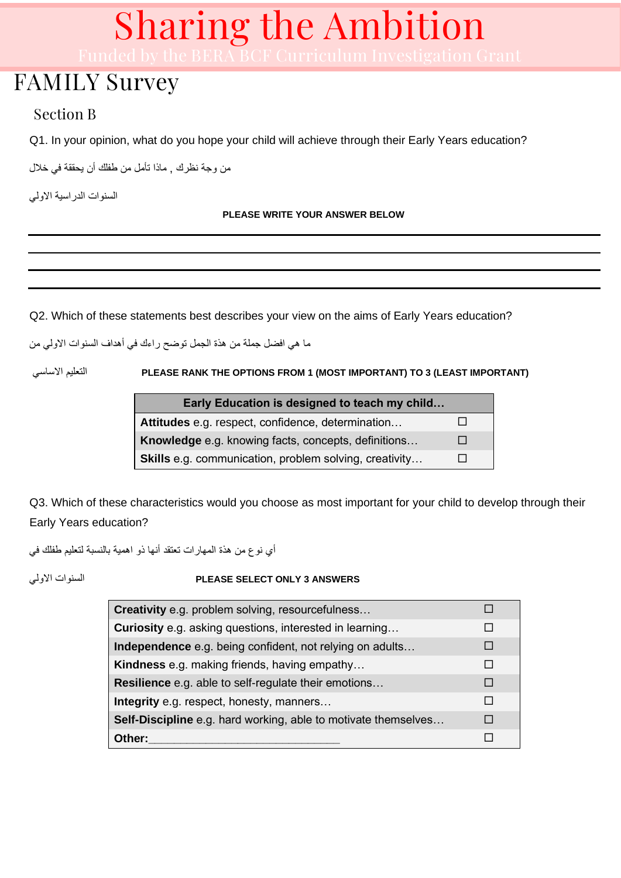# Sharing the Ambition

Funded by the BERA BCF Curriculum Investigation Grant

## FAMILY Survey

### Section B

Q1. In your opinion, what do you hope your child will achieve through their Early Years education?

من وجة نظرك , ماذا تأمل من طفلك أن يحققة في خلال

السنوات الدراسية الاولي

**PLEASE WRITE YOUR ANSWER BELOW**

Q2. Which of these statements best describes your view on the aims of Early Years education?

ما هي افضل جملة من هذة الجمل توضح راءك في أهداف السنوات الاولي من

التعليم الاساسي

**PLEASE RANK THE OPTIONS FROM 1 (MOST IMPORTANT) TO 3 (LEAST IMPORTANT)**

| Early Education is designed to teach my child… | |
|---|---|
| **Attitudes** e.g. respect, confidence, determination… | ☐ |
| **Knowledge** e.g. knowing facts, concepts, definitions… | ☐ |
| **Skills** e.g. communication, problem solving, creativity… | ☐ |

Q3. Which of these characteristics would you choose as most important for your child to develop through their Early Years education?

أي نوع من هذة المهارات تعتقد أنها ذو اهمية بالنسبة لتعليم طفلك في

السنوات الاولي

**PLEASE SELECT ONLY 3 ANSWERS**

| | |
|---|---|
| **Creativity** e.g. problem solving, resourcefulness… | ☐ |
| **Curiosity** e.g. asking questions, interested in learning… | ☐ |
| **Independence** e.g. being confident, not relying on adults… | ☐ |
| **Kindness** e.g. making friends, having empathy… | ☐ |
| **Resilience** e.g. able to self-regulate their emotions… | ☐ |
| **Integrity** e.g. respect, honesty, manners… | ☐ |
| **Self-Discipline** e.g. hard working, able to motivate themselves… | ☐ |
| **Other:**______________________________ | ☐ |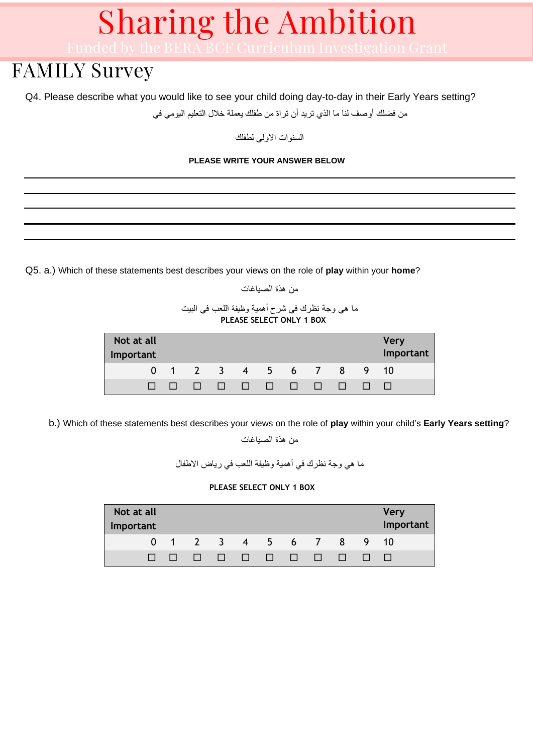# Sharing the Ambition

Funded by the BERA BCF Curriculum Investigation Grant

## FAMILY Survey

Q4. Please describe what you would like to see your child doing day-to-day in their Early Years setting?

من فضلك أوصف لنا ما الذي تريد أن تراة من طفلك يعملة خلال التعليم اليومي في

السنوات الاولي لطفلك

**PLEASE WRITE YOUR ANSWER BELOW**

______________________________________________________________________

______________________________________________________________________

______________________________________________________________________

______________________________________________________________________

Q5. a.) Which of these statements best describes your views on the role of **play** within your **home**?

من هذة الصياغات

ما هي وجة نظرك في شرح أهمية وظيفة اللعب في البيت

**PLEASE SELECT ONLY 1 BOX**

| Not at all Important | | | | | | | | | | Very Important |
|---|---|---|---|---|---|---|---|---|---|---|
| 0 | 1 | 2 | 3 | 4 | 5 | 6 | 7 | 8 | 9 | 10 |
| ☐ | ☐ | ☐ | ☐ | ☐ | ☐ | ☐ | ☐ | ☐ | ☐ | ☐ |

b.) Which of these statements best describes your views on the role of **play** within your child's **Early Years setting**?

من هذة الصياغات

ما هي وجة نظرك في أهمية وظيفة اللعب في رياض الاطفال

**PLEASE SELECT ONLY 1 BOX**

| Not at all Important | | | | | | | | | | Very Important |
|---|---|---|---|---|---|---|---|---|---|---|
| 0 | 1 | 2 | 3 | 4 | 5 | 6 | 7 | 8 | 9 | 10 |
| ☐ | ☐ | ☐ | ☐ | ☐ | ☐ | ☐ | ☐ | ☐ | ☐ | ☐ |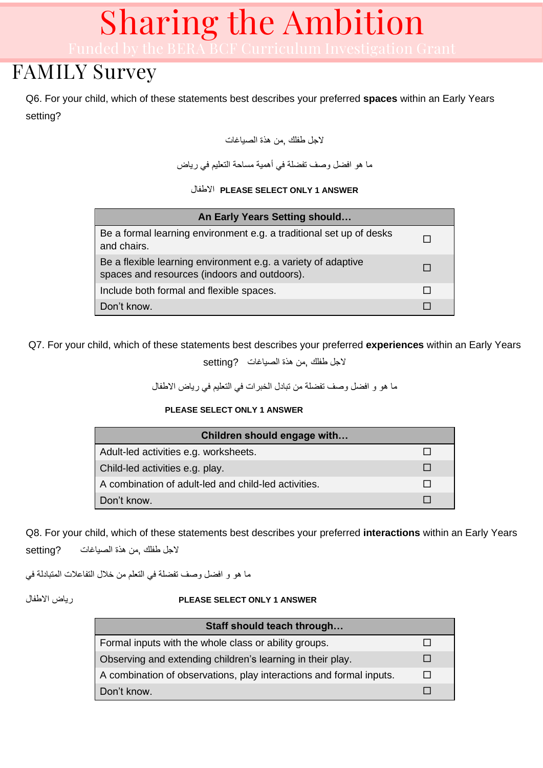# Sharing the Ambition

Funded by the BERA BCF Curriculum Investigation Grant

## FAMILY Survey

Q6. For your child, which of these statements best describes your preferred **spaces** within an Early Years setting?

لاجل طفلك ,من هذة الصياغات

ما هو افضل وصف تفضلة في أهمية مساحة التعليم في رياض الاطفال

**PLEASE SELECT ONLY 1 ANSWER**

| An Early Years Setting should… | |
|---|---|
| Be a formal learning environment e.g. a traditional set up of desks and chairs. | ☐ |
| Be a flexible learning environment e.g. a variety of adaptive spaces and resources (indoors and outdoors). | ☐ |
| Include both formal and flexible spaces. | ☐ |
| Don't know. | ☐ |

Q7. For your child, which of these statements best describes your preferred **experiences** within an Early Years setting? لاجل طفلك ,من هذة الصياغات

ما هو و افضل وصف تفضلة من تبادل الخبرات في التعليم في رياض الاطفال

**PLEASE SELECT ONLY 1 ANSWER**

| Children should engage with… | |
|---|---|
| Adult-led activities e.g. worksheets. | ☐ |
| Child-led activities e.g. play. | ☐ |
| A combination of adult-led and child-led activities. | ☐ |
| Don't know. | ☐ |

Q8. For your child, which of these statements best describes your preferred **interactions** within an Early Years setting? لاجل طفلك ,من هذة الصياغات

ما هو و افضل وصف تفضلة في التعلم من خلال التفاعلات المتبادلة في رياض الاطفال

**PLEASE SELECT ONLY 1 ANSWER**

| Staff should teach through… | |
|---|---|
| Formal inputs with the whole class or ability groups. | ☐ |
| Observing and extending children's learning in their play. | ☐ |
| A combination of observations, play interactions and formal inputs. | ☐ |
| Don't know. | ☐ |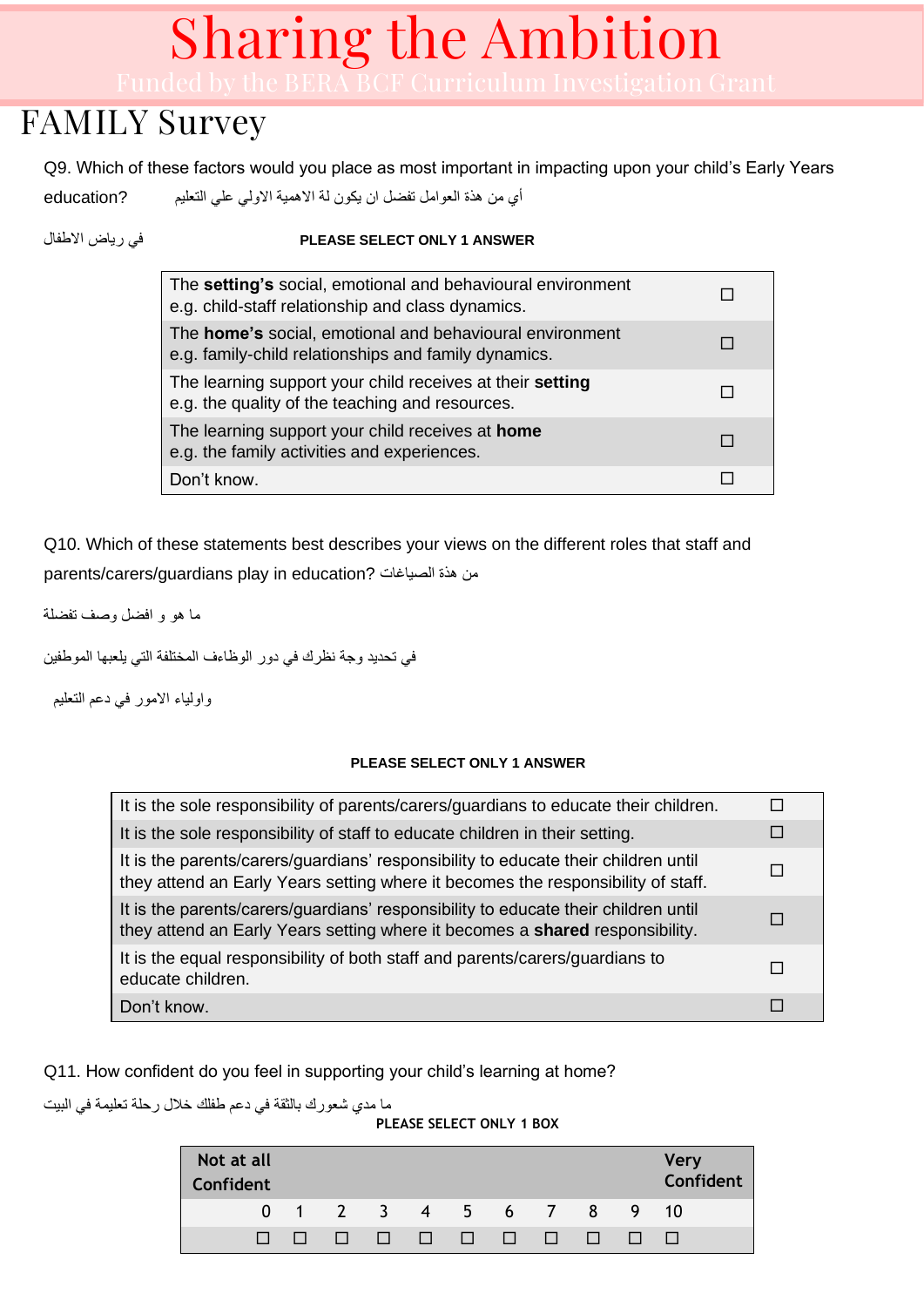# Sharing the Ambition

Funded by the BERA BCF Curriculum Investigation Grant

## FAMILY Survey

Q9. Which of these factors would you place as most important in impacting upon your child's Early Years education? أي من هذة العوامل تفضل ان يكون لة الاهمية الاولي علي التعليم

في رياض الاطفال

**PLEASE SELECT ONLY 1 ANSWER**

| | |
|---|---|
| The **setting's** social, emotional and behavioural environment e.g. child-staff relationship and class dynamics. | ☐ |
| The **home's** social, emotional and behavioural environment e.g. family-child relationships and family dynamics. | ☐ |
| The learning support your child receives at their **setting** e.g. the quality of the teaching and resources. | ☐ |
| The learning support your child receives at **home** e.g. the family activities and experiences. | ☐ |
| Don't know. | ☐ |

Q10. Which of these statements best describes your views on the different roles that staff and parents/carers/guardians play in education? من هذة الصياغات

ما هو و افضل وصف تفضلة

في تحديد وجة نظرك في دور الوظاءف المختلفة التي يلعبها الموطفين

واولياء الامور في دعم التعليم

**PLEASE SELECT ONLY 1 ANSWER**

| | |
|---|---|
| It is the sole responsibility of parents/carers/guardians to educate their children. | ☐ |
| It is the sole responsibility of staff to educate children in their setting. | ☐ |
| It is the parents/carers/guardians' responsibility to educate their children until they attend an Early Years setting where it becomes the responsibility of staff. | ☐ |
| It is the parents/carers/guardians' responsibility to educate their children until they attend an Early Years setting where it becomes a **shared** responsibility. | ☐ |
| It is the equal responsibility of both staff and parents/carers/guardians to educate children. | ☐ |
| Don't know. | ☐ |

Q11. How confident do you feel in supporting your child's learning at home?

ما مدي شعورك بالثقة في دعم طفلك خلال رحلة تعليمة في البيت

**PLEASE SELECT ONLY 1 BOX**

| Not at all Confident | | | | | | | | | | Very Confident |
|---|---|---|---|---|---|---|---|---|---|---|
| 0 | 1 | 2 | 3 | 4 | 5 | 6 | 7 | 8 | 9 | 10 |
| ☐ | ☐ | ☐ | ☐ | ☐ | ☐ | ☐ | ☐ | ☐ | ☐ | ☐ |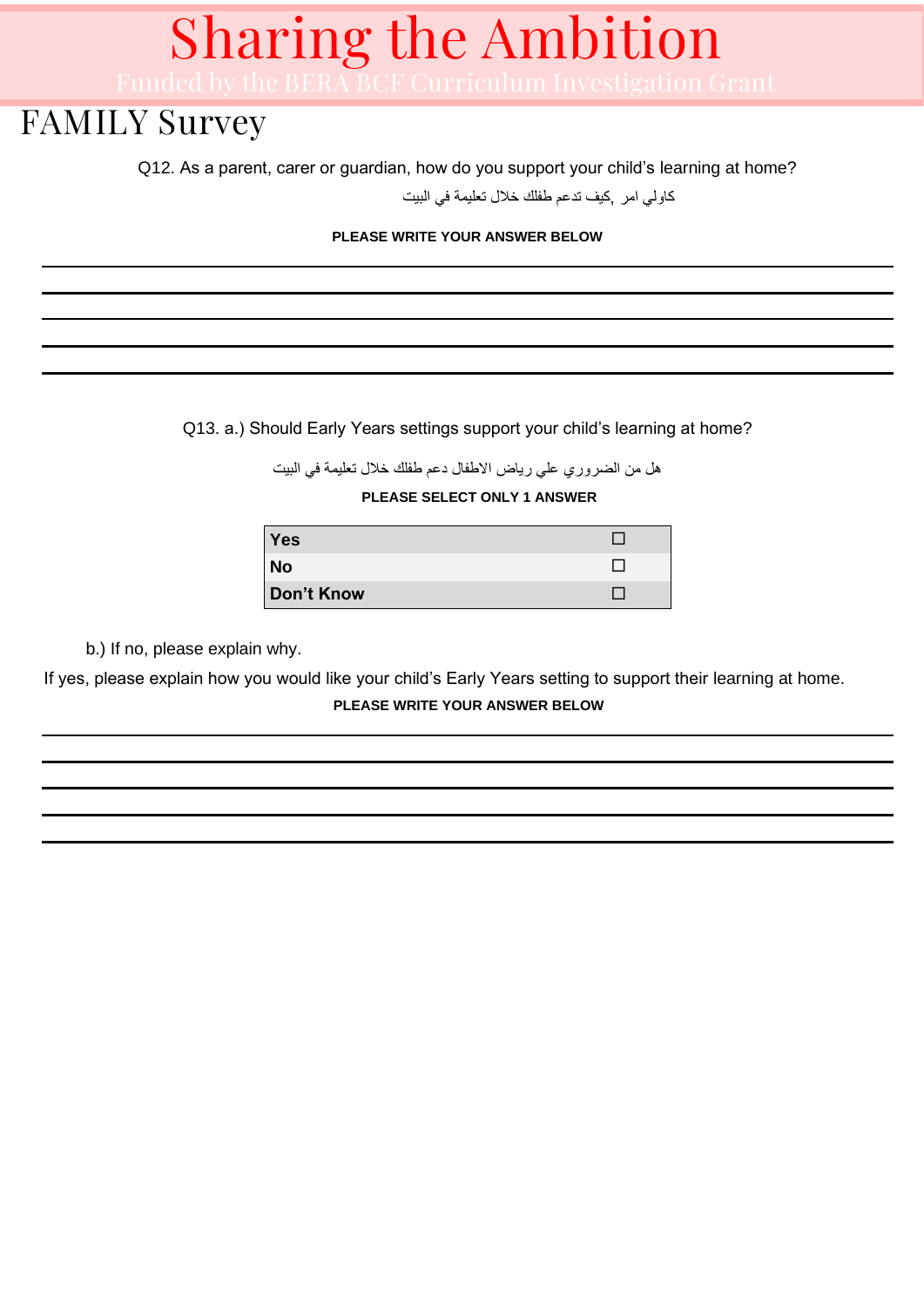# Sharing the Ambition

Funded by the BERA BCF Curriculum Investigation Grant

## FAMILY Survey

Q12. As a parent, carer or guardian, how do you support your child's learning at home?

كاولي امر ,كيف تدعم طفلك خلال تعليمة في البيت

**PLEASE WRITE YOUR ANSWER BELOW**

Q13. a.) Should Early Years settings support your child's learning at home?

هل من الضروري علي رياض الاطفال دعم طفلك خلال تعليمة في البيت

**PLEASE SELECT ONLY 1 ANSWER**

| | |
|---|---|
| **Yes** | ☐ |
| **No** | ☐ |
| **Don't Know** | ☐ |

b.) If no, please explain why.

If yes, please explain how you would like your child's Early Years setting to support their learning at home.

**PLEASE WRITE YOUR ANSWER BELOW**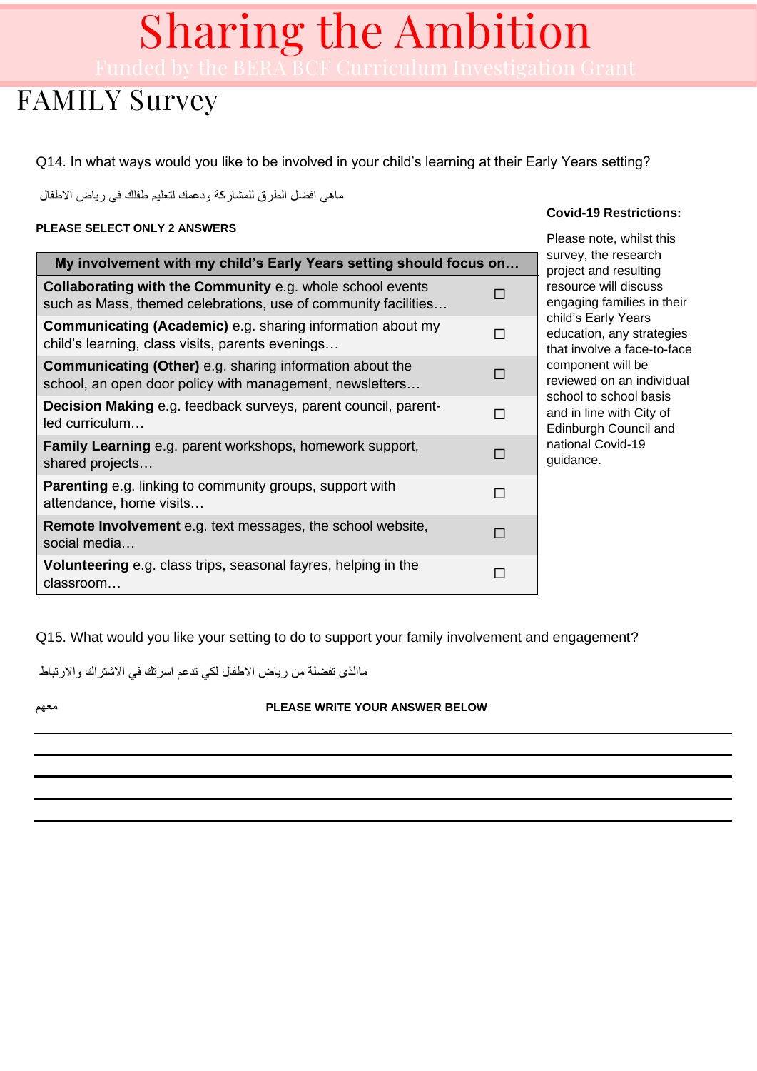# Sharing the Ambition

Funded by the BERA BCF Curriculum Investigation Grant

## FAMILY Survey

Q14. In what ways would you like to be involved in your child's learning at their Early Years setting?

ماهي افضل الطرق للمشاركة ودعمك لتعليم طفلك في رياض الاطفال

**PLEASE SELECT ONLY 2 ANSWERS**

| My involvement with my child's Early Years setting should focus on… | |
|---|---|
| **Collaborating with the Community** e.g. whole school events such as Mass, themed celebrations, use of community facilities… | ☐ |
| **Communicating (Academic)** e.g. sharing information about my child's learning, class visits, parents evenings… | ☐ |
| **Communicating (Other)** e.g. sharing information about the school, an open door policy with management, newsletters… | ☐ |
| **Decision Making** e.g. feedback surveys, parent council, parent-led curriculum… | ☐ |
| **Family Learning** e.g. parent workshops, homework support, shared projects… | ☐ |
| **Parenting** e.g. linking to community groups, support with attendance, home visits… | ☐ |
| **Remote Involvement** e.g. text messages, the school website, social media… | ☐ |
| **Volunteering** e.g. class trips, seasonal fayres, helping in the classroom… | ☐ |

**Covid-19 Restrictions:**

Please note, whilst this survey, the research project and resulting resource will discuss engaging families in their child's Early Years education, any strategies that involve a face-to-face component will be reviewed on an individual school to school basis and in line with City of Edinburgh Council and national Covid-19 guidance.

Q15. What would you like your setting to do to support your family involvement and engagement?

مالذى تفضلة من رياض الاطفال لكي تدعم اسرتك في الاشتراك والارتباط معهم

**PLEASE WRITE YOUR ANSWER BELOW**

_______________________________________________

_______________________________________________

_______________________________________________

_______________________________________________

_______________________________________________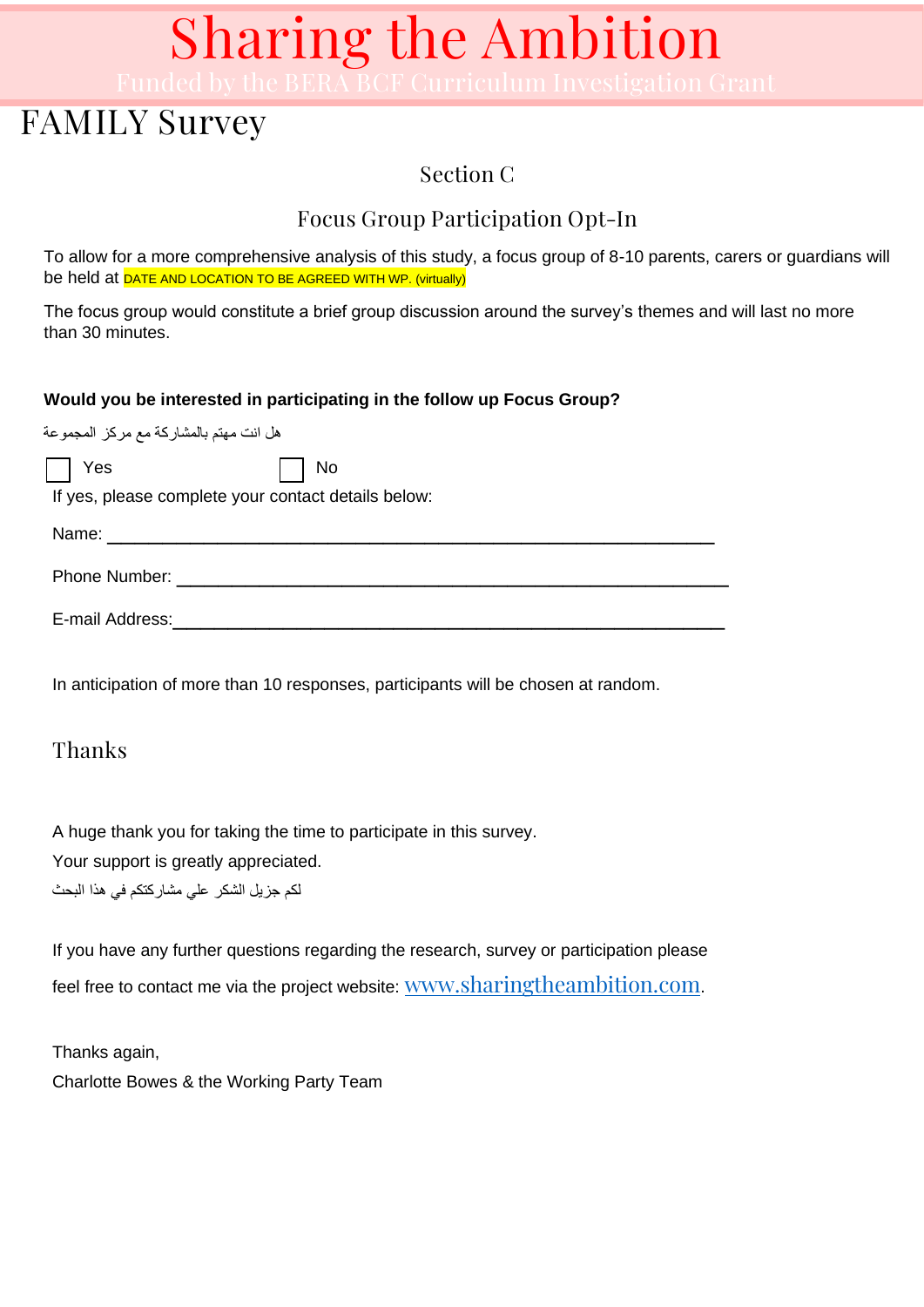# Sharing the Ambition

Funded by the BERA BCF Curriculum Investigation Grant

## FAMILY Survey

### Section C

### Focus Group Participation Opt-In

To allow for a more comprehensive analysis of this study, a focus group of 8-10 parents, carers or guardians will be held at DATE AND LOCATION TO BE AGREED WITH WP. (virtually)

The focus group would constitute a brief group discussion around the survey's themes and will last no more than 30 minutes.

**Would you be interested in participating in the follow up Focus Group?**

هل انت مهتم بالمشاركة مع مركز المجموعة

☐ Yes ☐ No

If yes, please complete your contact details below:

Name: ______________________________________________

Phone Number: ______________________________________________

E-mail Address: ______________________________________________

In anticipation of more than 10 responses, participants will be chosen at random.

### Thanks

A huge thank you for taking the time to participate in this survey.

Your support is greatly appreciated.

لكم جزيل الشكر علي مشاركتكم في هذا البحث

If you have any further questions regarding the research, survey or participation please feel free to contact me via the project website: www.sharingtheambition.com.

Thanks again,

Charlotte Bowes & the Working Party Team